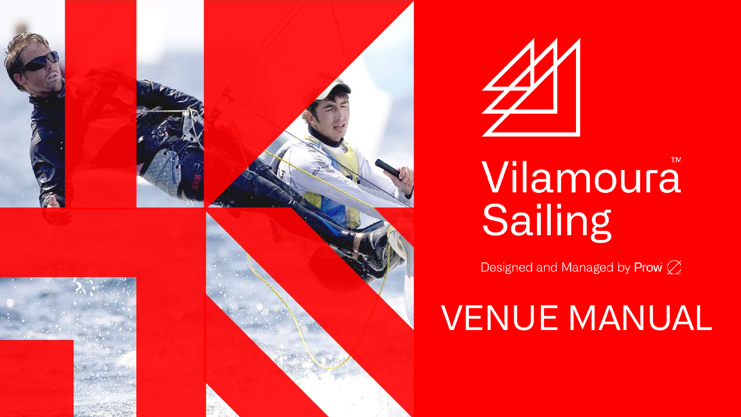# Vilamoura™ Sailing

Designed and Managed by Prow™

# VENUE MANUAL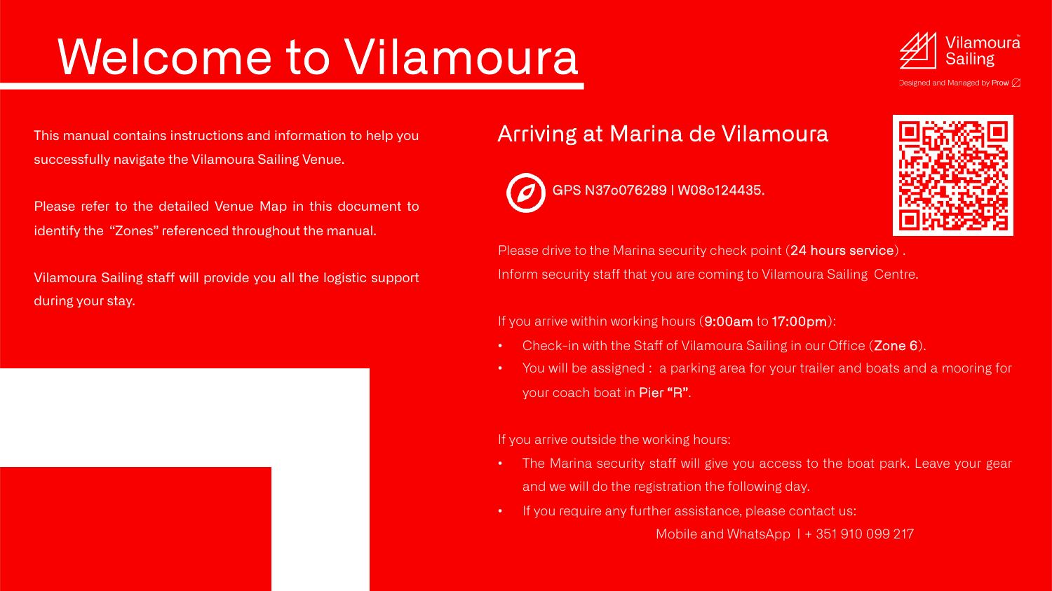# Welcome to Vilamoura

Vilamoura Sailing

Designed and Managed by Prow

This manual contains instructions and information to help you successfully navigate the Vilamoura Sailing Venue.

Please refer to the detailed Venue Map in this document to identify the "Zones" referenced throughout the manual.

Vilamoura Sailing staff will provide you all the logistic support during your stay.

## Arriving at Marina de Vilamoura

GPS N37o076289 | W08o124435.

Please drive to the Marina security check point (**24 hours service**) .
Inform security staff that you are coming to Vilamoura Sailing Centre.

If you arrive within working hours (**9:00am** to **17:00pm**):

- Check-in with the Staff of Vilamoura Sailing in our Office (**Zone 6**).
- You will be assigned : a parking area for your trailer and boats and a mooring for your coach boat in **Pier "R"**.

If you arrive outside the working hours:

- The Marina security staff will give you access to the boat park. Leave your gear and we will do the registration the following day.
- If you require any further assistance, please contact us:

  Mobile and WhatsApp I + 351 910 099 217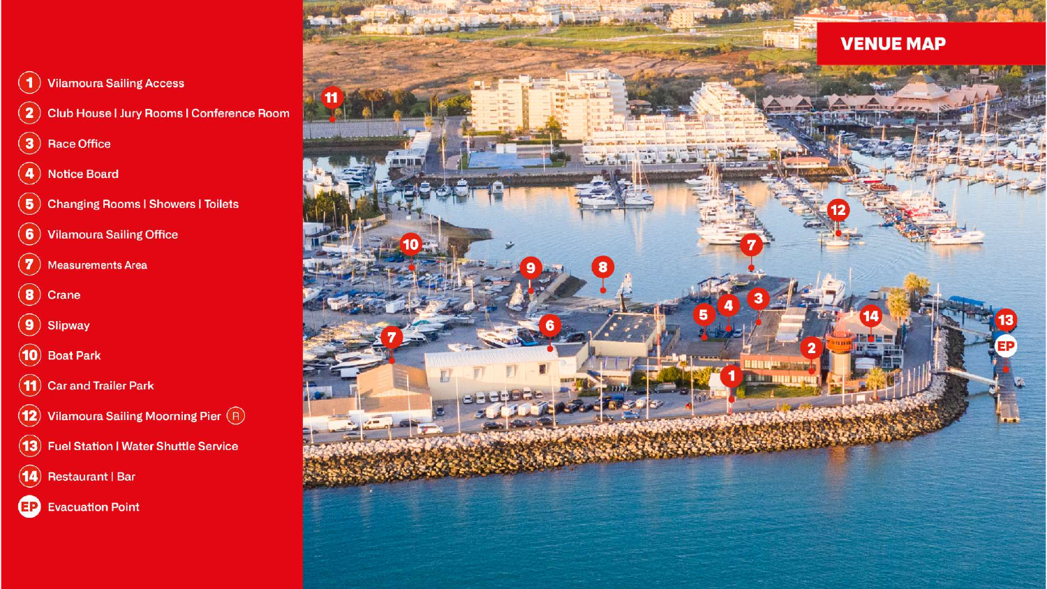# VENUE MAP

1. Vilamoura Sailing Access
2. Club House | Jury Rooms | Conference Room
3. Race Office
4. Notice Board
5. Changing Rooms | Showers | Toilets
6. Vilamoura Sailing Office
7. Measurements Area
8. Crane
9. Slipway
10. Boat Park
11. Car and Trailer Park
12. Vilamoura Sailing Moorning Pier (R)
13. Fuel Station | Water Shuttle Service
14. Restaurant | Bar

EP Evacuation Point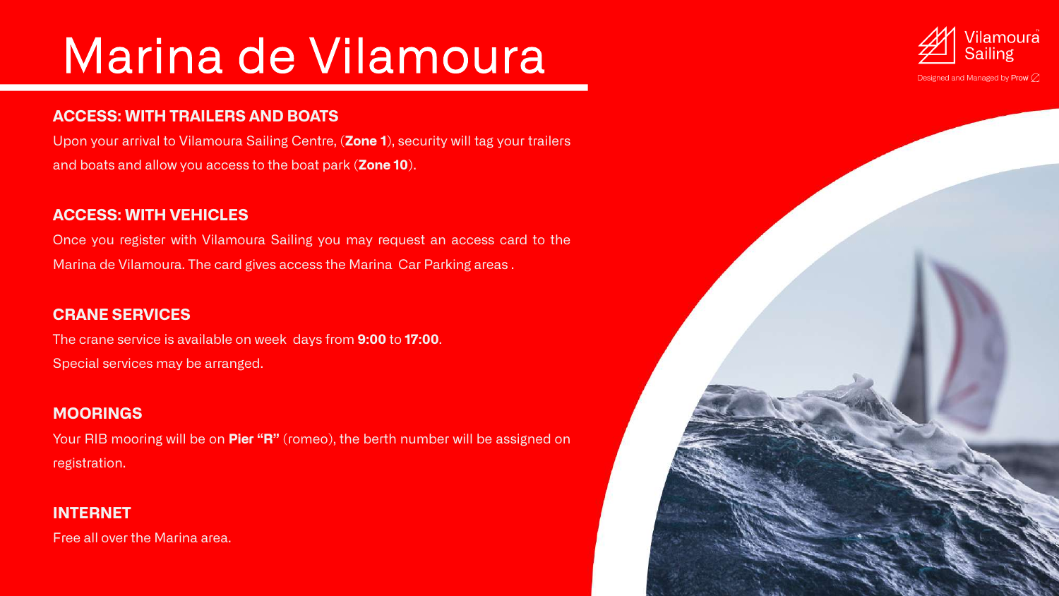# Marina de Vilamoura

Vilamoura Sailing

Designed and Managed by Prow

## ACCESS: WITH TRAILERS AND BOATS

Upon your arrival to Vilamoura Sailing Centre, (**Zone 1**), security will tag your trailers and boats and allow you access to the boat park (**Zone 10**).

## ACCESS: WITH VEHICLES

Once you register with Vilamoura Sailing you may request an access card to the Marina de Vilamoura. The card gives access the Marina Car Parking areas .

## CRANE SERVICES

The crane service is available on week days from **9:00** to **17:00**.
Special services may be arranged.

## MOORINGS

Your RIB mooring will be on **Pier "R"** (romeo), the berth number will be assigned on registration.

## INTERNET

Free all over the Marina area.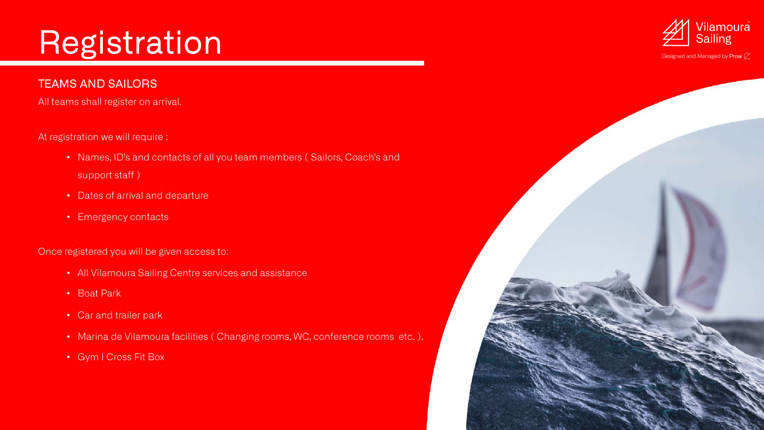# Registration

## TEAMS AND SAILORS

All teams shall register on arrival.

At registration we will require :

- Names, ID's and contacts of all you team members ( Sailors, Coach's and support staff )
- Dates of arrival and departure
- Emergency contacts

Once registered you will be given access to:

- All Vilamoura Sailing Centre services and assistance
- Boat Park
- Car and trailer park
- Marina de Vilamoura facilities ( Changing rooms, WC, conference rooms etc. ).
- Gym | Cross Fit Box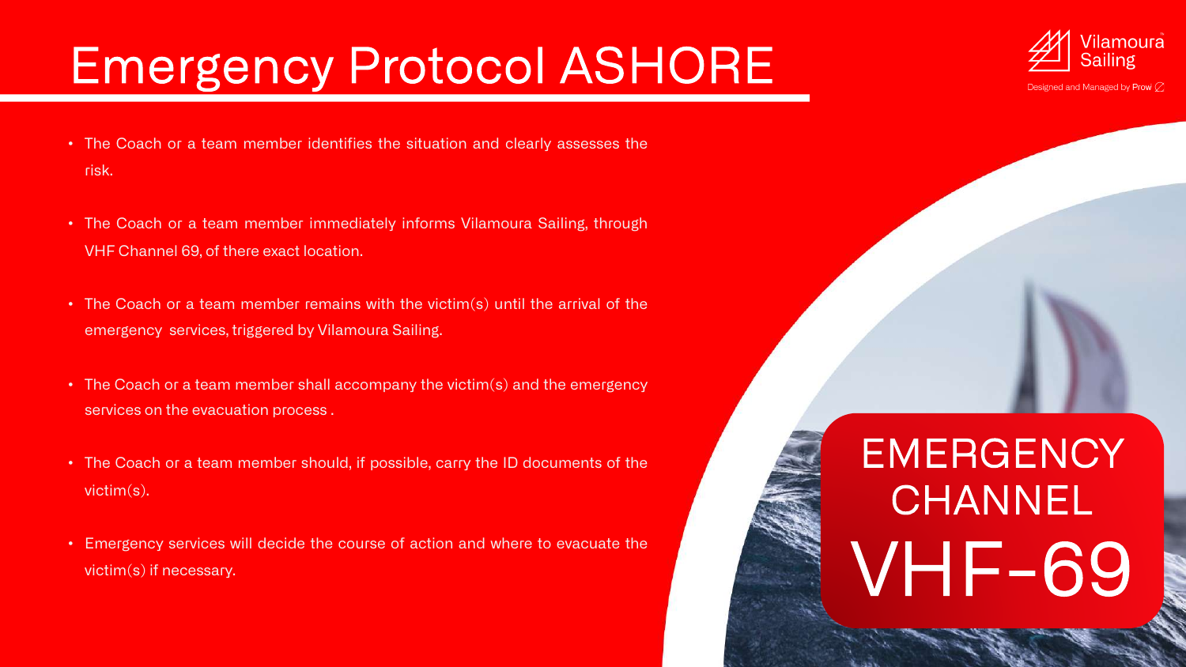# Emergency Protocol ASHORE

- The Coach or a team member identifies the situation and clearly assesses the risk.
- The Coach or a team member immediately informs Vilamoura Sailing, through VHF Channel 69, of there exact location.
- The Coach or a team member remains with the victim(s) until the arrival of the emergency services, triggered by Vilamoura Sailing.
- The Coach or a team member shall accompany the victim(s) and the emergency services on the evacuation process .
- The Coach or a team member should, if possible, carry the ID documents of the victim(s).
- Emergency services will decide the course of action and where to evacuate the victim(s) if necessary.

EMERGENCY CHANNEL

VHF-69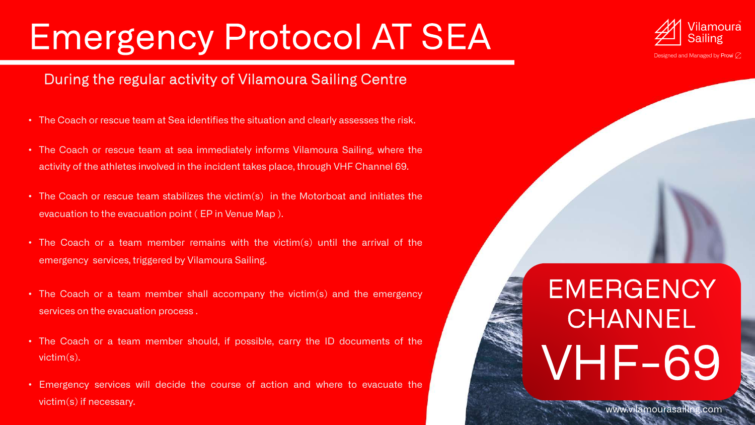# Emergency Protocol AT SEA

## During the regular activity of Vilamoura Sailing Centre

- The Coach or rescue team at Sea identifies the situation and clearly assesses the risk.
- The Coach or rescue team at sea immediately informs Vilamoura Sailing, where the activity of the athletes involved in the incident takes place, through VHF Channel 69.
- The Coach or rescue team stabilizes the victim(s) in the Motorboat and initiates the evacuation to the evacuation point ( EP in Venue Map ).
- The Coach or a team member remains with the victim(s) until the arrival of the emergency services, triggered by Vilamoura Sailing.
- The Coach or a team member shall accompany the victim(s) and the emergency services on the evacuation process .
- The Coach or a team member should, if possible, carry the ID documents of the victim(s).
- Emergency services will decide the course of action and where to evacuate the victim(s) if necessary.

EMERGENCY CHANNEL

VHF-69

www.vilamourasailing.com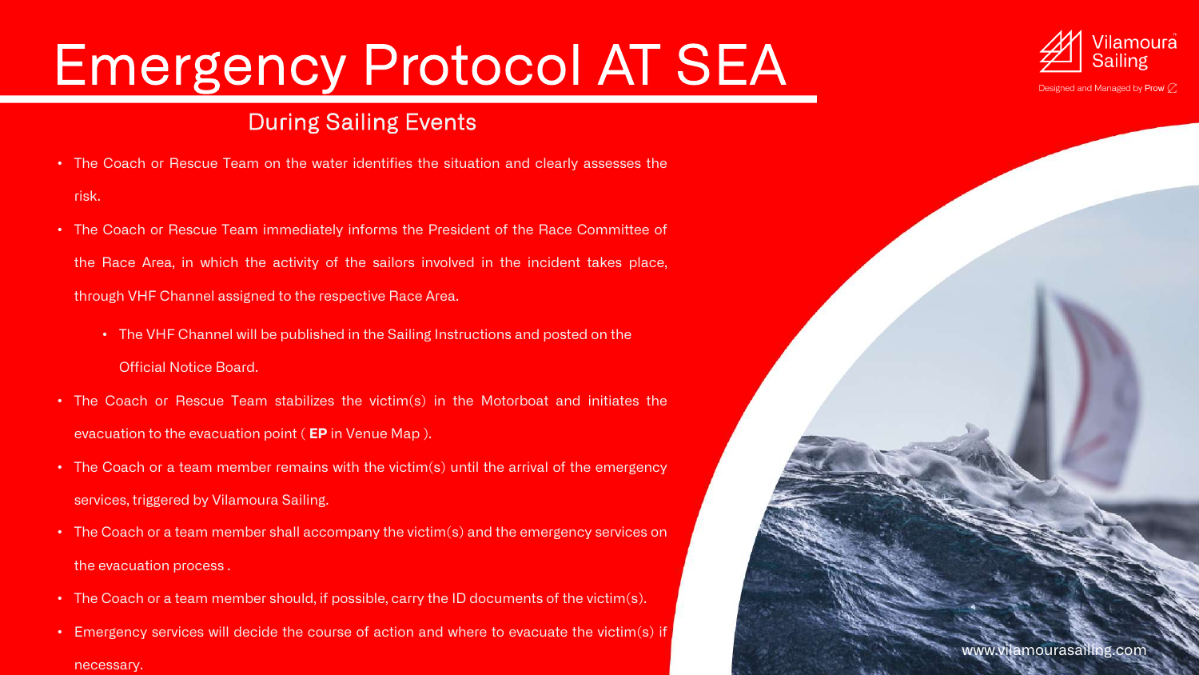# Emergency Protocol AT SEA

## During Sailing Events

- The Coach or Rescue Team on the water identifies the situation and clearly assesses the risk.
- The Coach or Rescue Team immediately informs the President of the Race Committee of the Race Area, in which the activity of the sailors involved in the incident takes place, through VHF Channel assigned to the respective Race Area.
  - The VHF Channel will be published in the Sailing Instructions and posted on the Official Notice Board.
- The Coach or Rescue Team stabilizes the victim(s) in the Motorboat and initiates the evacuation to the evacuation point ( **EP** in Venue Map ).
- The Coach or a team member remains with the victim(s) until the arrival of the emergency services, triggered by Vilamoura Sailing.
- The Coach or a team member shall accompany the victim(s) and the emergency services on the evacuation process .
- The Coach or a team member should, if possible, carry the ID documents of the victim(s).
- Emergency services will decide the course of action and where to evacuate the victim(s) if necessary.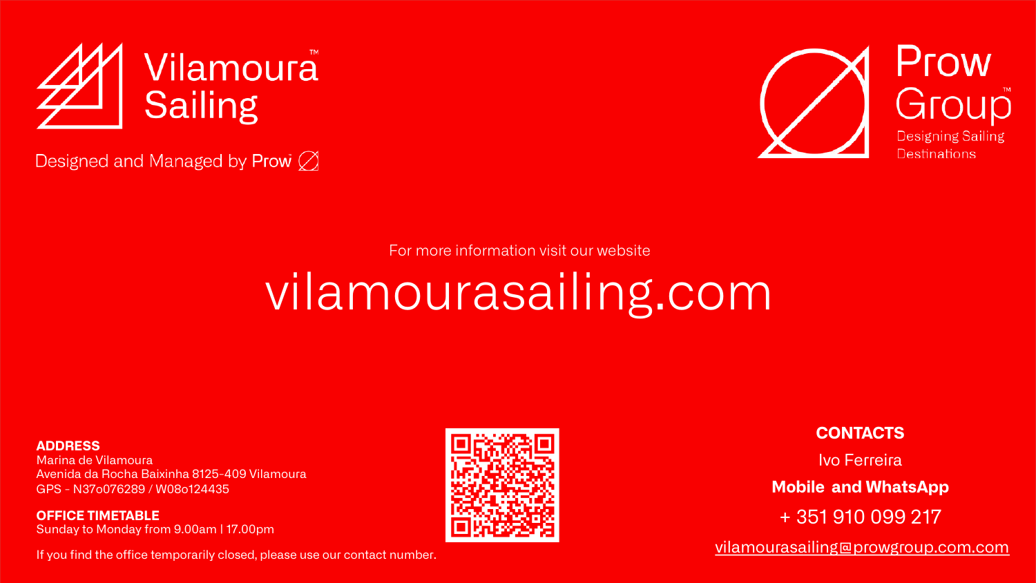Vilamoura™ Sailing

Designed and Managed by Prow

Prow Group™

Designing Sailing Destinations

For more information visit our website

# vilamourasailing.com

**ADDRESS**
Marina de Vilamoura
Avenida da Rocha Baixinha 8125-409 Vilamoura
GPS - N37o076289 / W08o124435

**OFFICE TIMETABLE**
Sunday to Monday from 9.00am I 17.00pm

If you find the office temporarily closed, please use our contact number.

**CONTACTS**

Ivo Ferreira

**Mobile and WhatsApp**

+ 351 910 099 217

vilamourasailing@prowgroup.com.com